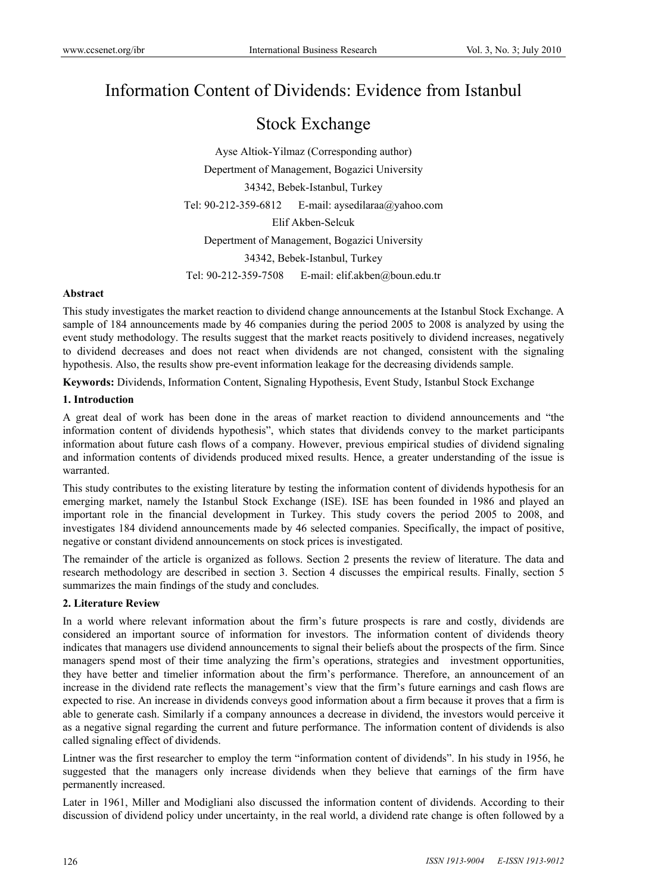# Information Content of Dividends: Evidence from Istanbul Stock Exchange

Ayse Altiok-Yilmaz (Corresponding author)

Depertment of Management, Bogazici University

34342, Bebek-Istanbul, Turkey

Tel: 90-212-359-6812 E-mail: aysedilaraa@yahoo.com

Elif Akben-Selcuk

Depertment of Management, Bogazici University

34342, Bebek-Istanbul, Turkey

Tel: 90-212-359-7508 E-mail: elif.akben@boun.edu.tr

**Abstract**

This study investigates the market reaction to dividend change announcements at the Istanbul Stock Exchange. A sample of 184 announcements made by 46 companies during the period 2005 to 2008 is analyzed by using the event study methodology. The results suggest that the market reacts positively to dividend increases, negatively to dividend decreases and does not react when dividends are not changed, consistent with the signaling hypothesis. Also, the results show pre-event information leakage for the decreasing dividends sample.

**Keywords:** Dividends, Information Content, Signaling Hypothesis, Event Study, Istanbul Stock Exchange

## 1. Introduction

A great deal of work has been done in the areas of market reaction to dividend announcements and "the information content of dividends hypothesis", which states that dividends convey to the market participants information about future cash flows of a company. However, previous empirical studies of dividend signaling and information contents of dividends produced mixed results. Hence, a greater understanding of the issue is warranted.

This study contributes to the existing literature by testing the information content of dividends hypothesis for an emerging market, namely the Istanbul Stock Exchange (ISE). ISE has been founded in 1986 and played an important role in the financial development in Turkey. This study covers the period 2005 to 2008, and investigates 184 dividend announcements made by 46 selected companies. Specifically, the impact of positive, negative or constant dividend announcements on stock prices is investigated.

The remainder of the article is organized as follows. Section 2 presents the review of literature. The data and research methodology are described in section 3. Section 4 discusses the empirical results. Finally, section 5 summarizes the main findings of the study and concludes.

## 2. Literature Review

In a world where relevant information about the firm's future prospects is rare and costly, dividends are considered an important source of information for investors. The information content of dividends theory indicates that managers use dividend announcements to signal their beliefs about the prospects of the firm. Since managers spend most of their time analyzing the firm's operations, strategies and investment opportunities, they have better and timelier information about the firm's performance. Therefore, an announcement of an increase in the dividend rate reflects the management's view that the firm's future earnings and cash flows are expected to rise. An increase in dividends conveys good information about a firm because it proves that a firm is able to generate cash. Similarly if a company announces a decrease in dividend, the investors would perceive it as a negative signal regarding the current and future performance. The information content of dividends is also called signaling effect of dividends.

Lintner was the first researcher to employ the term "information content of dividends". In his study in 1956, he suggested that the managers only increase dividends when they believe that earnings of the firm have permanently increased.

Later in 1961, Miller and Modigliani also discussed the information content of dividends. According to their discussion of dividend policy under uncertainty, in the real world, a dividend rate change is often followed by a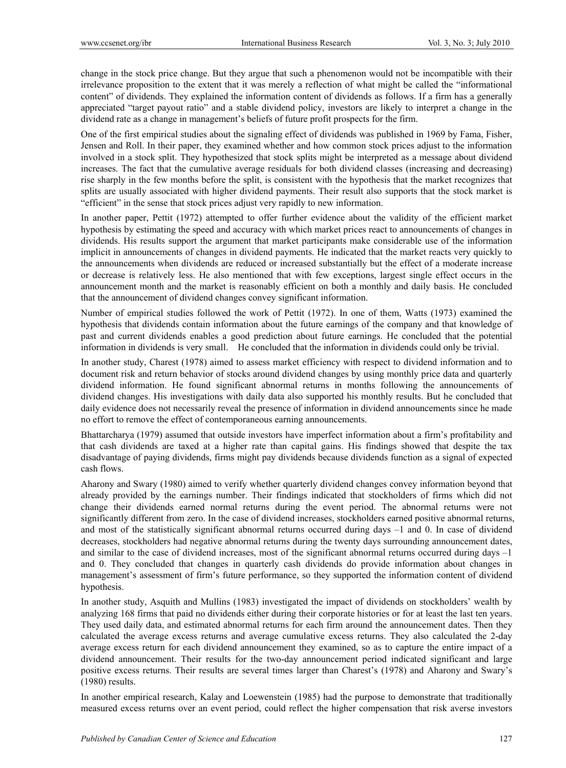change in the stock price change. But they argue that such a phenomenon would not be incompatible with their irrelevance proposition to the extent that it was merely a reflection of what might be called the "informational content" of dividends. They explained the information content of dividends as follows. If a firm has a generally appreciated "target payout ratio" and a stable dividend policy, investors are likely to interpret a change in the dividend rate as a change in management's beliefs of future profit prospects for the firm.

One of the first empirical studies about the signaling effect of dividends was published in 1969 by Fama, Fisher, Jensen and Roll. In their paper, they examined whether and how common stock prices adjust to the information involved in a stock split. They hypothesized that stock splits might be interpreted as a message about dividend increases. The fact that the cumulative average residuals for both dividend classes (increasing and decreasing) rise sharply in the few months before the split, is consistent with the hypothesis that the market recognizes that splits are usually associated with higher dividend payments. Their result also supports that the stock market is "efficient" in the sense that stock prices adjust very rapidly to new information.

In another paper, Pettit (1972) attempted to offer further evidence about the validity of the efficient market hypothesis by estimating the speed and accuracy with which market prices react to announcements of changes in dividends. His results support the argument that market participants make considerable use of the information implicit in announcements of changes in dividend payments. He indicated that the market reacts very quickly to the announcements when dividends are reduced or increased substantially but the effect of a moderate increase or decrease is relatively less. He also mentioned that with few exceptions, largest single effect occurs in the announcement month and the market is reasonably efficient on both a monthly and daily basis. He concluded that the announcement of dividend changes convey significant information.

Number of empirical studies followed the work of Pettit (1972). In one of them, Watts (1973) examined the hypothesis that dividends contain information about the future earnings of the company and that knowledge of past and current dividends enables a good prediction about future earnings. He concluded that the potential information in dividends is very small.  He concluded that the information in dividends could only be trivial.

In another study, Charest (1978) aimed to assess market efficiency with respect to dividend information and to document risk and return behavior of stocks around dividend changes by using monthly price data and quarterly dividend information. He found significant abnormal returns in months following the announcements of dividend changes. His investigations with daily data also supported his monthly results. But he concluded that daily evidence does not necessarily reveal the presence of information in dividend announcements since he made no effort to remove the effect of contemporaneous earning announcements.

Bhattarcharya (1979) assumed that outside investors have imperfect information about a firm's profitability and that cash dividends are taxed at a higher rate than capital gains. His findings showed that despite the tax disadvantage of paying dividends, firms might pay dividends because dividends function as a signal of expected cash flows.

Aharony and Swary (1980) aimed to verify whether quarterly dividend changes convey information beyond that already provided by the earnings number. Their findings indicated that stockholders of firms which did not change their dividends earned normal returns during the event period. The abnormal returns were not significantly different from zero. In the case of dividend increases, stockholders earned positive abnormal returns, and most of the statistically significant abnormal returns occurred during days –1 and 0. In case of dividend decreases, stockholders had negative abnormal returns during the twenty days surrounding announcement dates, and similar to the case of dividend increases, most of the significant abnormal returns occurred during days –1 and 0. They concluded that changes in quarterly cash dividends do provide information about changes in management's assessment of firm's future performance, so they supported the information content of dividend hypothesis.

In another study, Asquith and Mullins (1983) investigated the impact of dividends on stockholders' wealth by analyzing 168 firms that paid no dividends either during their corporate histories or for at least the last ten years. They used daily data, and estimated abnormal returns for each firm around the announcement dates. Then they calculated the average excess returns and average cumulative excess returns. They also calculated the 2-day average excess return for each dividend announcement they examined, so as to capture the entire impact of a dividend announcement. Their results for the two-day announcement period indicated significant and large positive excess returns. Their results are several times larger than Charest's (1978) and Aharony and Swary's (1980) results.

In another empirical research, Kalay and Loewenstein (1985) had the purpose to demonstrate that traditionally measured excess returns over an event period, could reflect the higher compensation that risk averse investors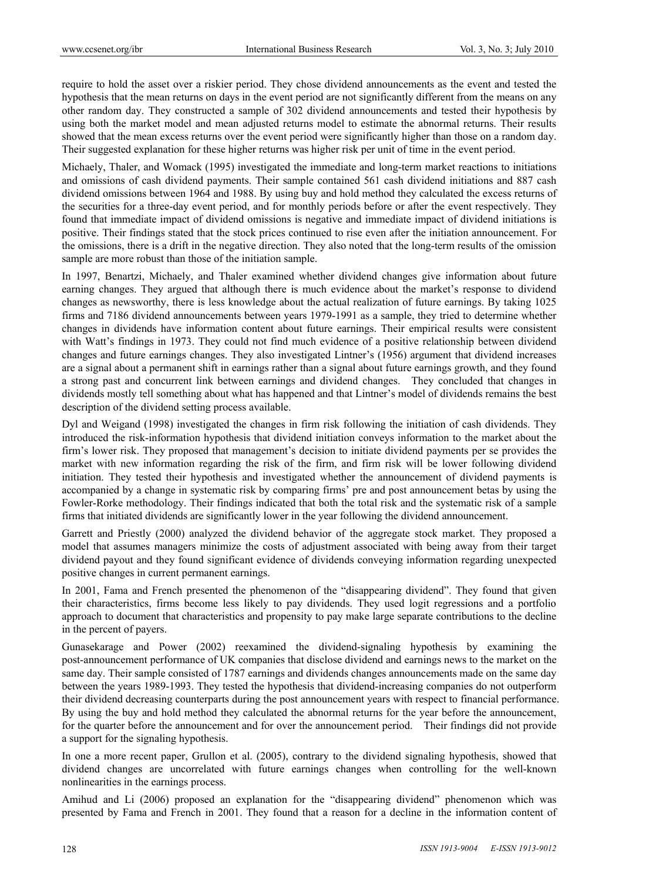require to hold the asset over a riskier period. They chose dividend announcements as the event and tested the hypothesis that the mean returns on days in the event period are not significantly different from the means on any other random day. They constructed a sample of 302 dividend announcements and tested their hypothesis by using both the market model and mean adjusted returns model to estimate the abnormal returns. Their results showed that the mean excess returns over the event period were significantly higher than those on a random day. Their suggested explanation for these higher returns was higher risk per unit of time in the event period.

Michaely, Thaler, and Womack (1995) investigated the immediate and long-term market reactions to initiations and omissions of cash dividend payments. Their sample contained 561 cash dividend initiations and 887 cash dividend omissions between 1964 and 1988. By using buy and hold method they calculated the excess returns of the securities for a three-day event period, and for monthly periods before or after the event respectively. They found that immediate impact of dividend omissions is negative and immediate impact of dividend initiations is positive. Their findings stated that the stock prices continued to rise even after the initiation announcement. For the omissions, there is a drift in the negative direction. They also noted that the long-term results of the omission sample are more robust than those of the initiation sample.

In 1997, Benartzi, Michaely, and Thaler examined whether dividend changes give information about future earning changes. They argued that although there is much evidence about the market's response to dividend changes as newsworthy, there is less knowledge about the actual realization of future earnings. By taking 1025 firms and 7186 dividend announcements between years 1979-1991 as a sample, they tried to determine whether changes in dividends have information content about future earnings. Their empirical results were consistent with Watt's findings in 1973. They could not find much evidence of a positive relationship between dividend changes and future earnings changes. They also investigated Lintner's (1956) argument that dividend increases are a signal about a permanent shift in earnings rather than a signal about future earnings growth, and they found a strong past and concurrent link between earnings and dividend changes. They concluded that changes in dividends mostly tell something about what has happened and that Lintner's model of dividends remains the best description of the dividend setting process available.

Dyl and Weigand (1998) investigated the changes in firm risk following the initiation of cash dividends. They introduced the risk-information hypothesis that dividend initiation conveys information to the market about the firm's lower risk. They proposed that management's decision to initiate dividend payments per se provides the market with new information regarding the risk of the firm, and firm risk will be lower following dividend initiation. They tested their hypothesis and investigated whether the announcement of dividend payments is accompanied by a change in systematic risk by comparing firms' pre and post announcement betas by using the Fowler-Rorke methodology. Their findings indicated that both the total risk and the systematic risk of a sample firms that initiated dividends are significantly lower in the year following the dividend announcement.

Garrett and Priestly (2000) analyzed the dividend behavior of the aggregate stock market. They proposed a model that assumes managers minimize the costs of adjustment associated with being away from their target dividend payout and they found significant evidence of dividends conveying information regarding unexpected positive changes in current permanent earnings.

In 2001, Fama and French presented the phenomenon of the "disappearing dividend". They found that given their characteristics, firms become less likely to pay dividends. They used logit regressions and a portfolio approach to document that characteristics and propensity to pay make large separate contributions to the decline in the percent of payers.

Gunasekarage and Power (2002) reexamined the dividend-signaling hypothesis by examining the post-announcement performance of UK companies that disclose dividend and earnings news to the market on the same day. Their sample consisted of 1787 earnings and dividends changes announcements made on the same day between the years 1989-1993. They tested the hypothesis that dividend-increasing companies do not outperform their dividend decreasing counterparts during the post announcement years with respect to financial performance. By using the buy and hold method they calculated the abnormal returns for the year before the announcement, for the quarter before the announcement and for over the announcement period. Their findings did not provide a support for the signaling hypothesis.

In one a more recent paper, Grullon et al. (2005), contrary to the dividend signaling hypothesis, showed that dividend changes are uncorrelated with future earnings changes when controlling for the well-known nonlinearities in the earnings process.

Amihud and Li (2006) proposed an explanation for the "disappearing dividend" phenomenon which was presented by Fama and French in 2001. They found that a reason for a decline in the information content of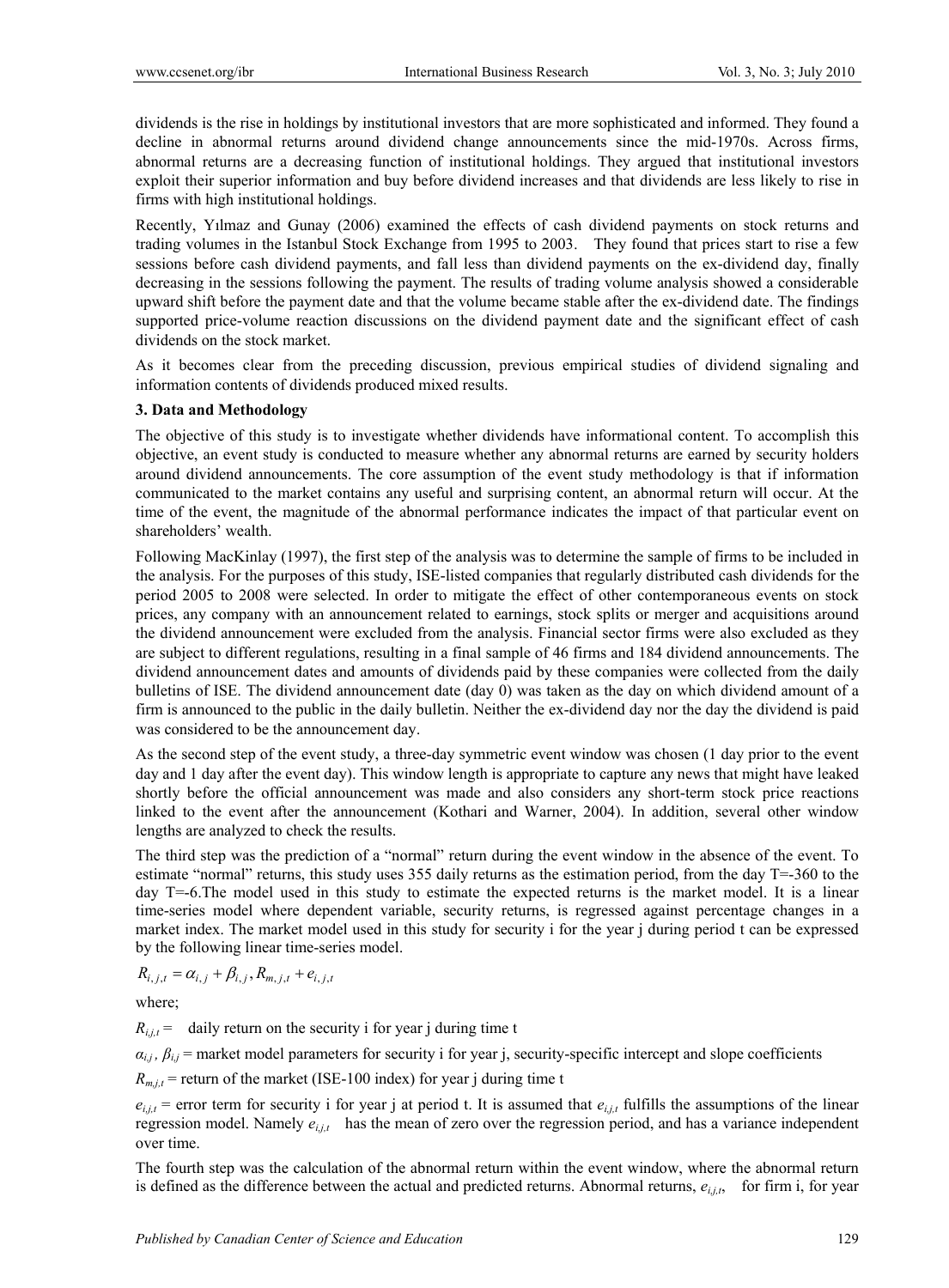dividends is the rise in holdings by institutional investors that are more sophisticated and informed. They found a decline in abnormal returns around dividend change announcements since the mid-1970s. Across firms, abnormal returns are a decreasing function of institutional holdings. They argued that institutional investors exploit their superior information and buy before dividend increases and that dividends are less likely to rise in firms with high institutional holdings.

Recently, Yılmaz and Gunay (2006) examined the effects of cash dividend payments on stock returns and trading volumes in the Istanbul Stock Exchange from 1995 to 2003. They found that prices start to rise a few sessions before cash dividend payments, and fall less than dividend payments on the ex-dividend day, finally decreasing in the sessions following the payment. The results of trading volume analysis showed a considerable upward shift before the payment date and that the volume became stable after the ex-dividend date. The findings supported price-volume reaction discussions on the dividend payment date and the significant effect of cash dividends on the stock market.

As it becomes clear from the preceding discussion, previous empirical studies of dividend signaling and information contents of dividends produced mixed results.

### 3. Data and Methodology

The objective of this study is to investigate whether dividends have informational content. To accomplish this objective, an event study is conducted to measure whether any abnormal returns are earned by security holders around dividend announcements. The core assumption of the event study methodology is that if information communicated to the market contains any useful and surprising content, an abnormal return will occur. At the time of the event, the magnitude of the abnormal performance indicates the impact of that particular event on shareholders' wealth.

Following MacKinlay (1997), the first step of the analysis was to determine the sample of firms to be included in the analysis. For the purposes of this study, ISE-listed companies that regularly distributed cash dividends for the period 2005 to 2008 were selected. In order to mitigate the effect of other contemporaneous events on stock prices, any company with an announcement related to earnings, stock splits or merger and acquisitions around the dividend announcement were excluded from the analysis. Financial sector firms were also excluded as they are subject to different regulations, resulting in a final sample of 46 firms and 184 dividend announcements. The dividend announcement dates and amounts of dividends paid by these companies were collected from the daily bulletins of ISE. The dividend announcement date (day 0) was taken as the day on which dividend amount of a firm is announced to the public in the daily bulletin. Neither the ex-dividend day nor the day the dividend is paid was considered to be the announcement day.

As the second step of the event study, a three-day symmetric event window was chosen (1 day prior to the event day and 1 day after the event day). This window length is appropriate to capture any news that might have leaked shortly before the official announcement was made and also considers any short-term stock price reactions linked to the event after the announcement (Kothari and Warner, 2004). In addition, several other window lengths are analyzed to check the results.

The third step was the prediction of a "normal" return during the event window in the absence of the event. To estimate "normal" returns, this study uses 355 daily returns as the estimation period, from the day T=-360 to the day T=-6. The model used in this study to estimate the expected returns is the market model. It is a linear time-series model where dependent variable, security returns, is regressed against percentage changes in a market index. The market model used in this study for security i for the year j during period t can be expressed by the following linear time-series model.

$$R_{i,j,t} = \alpha_{i,j} + \beta_{i,j}, R_{m,j,t} + e_{i,j,t}$$

where;

$R_{i,j,t}$ = daily return on the security i for year j during time t

$\alpha_{i,j}$, $\beta_{i,j}$ = market model parameters for security i for year j, security-specific intercept and slope coefficients

$R_{m,j,t}$ = return of the market (ISE-100 index) for year j during time t

$e_{i,j,t}$ = error term for security i for year j at period t. It is assumed that $e_{i,j,t}$ fulfills the assumptions of the linear regression model. Namely $e_{i,j,t}$ has the mean of zero over the regression period, and has a variance independent over time.

The fourth step was the calculation of the abnormal return within the event window, where the abnormal return is defined as the difference between the actual and predicted returns. Abnormal returns, $e_{i,j,t}$, for firm i, for year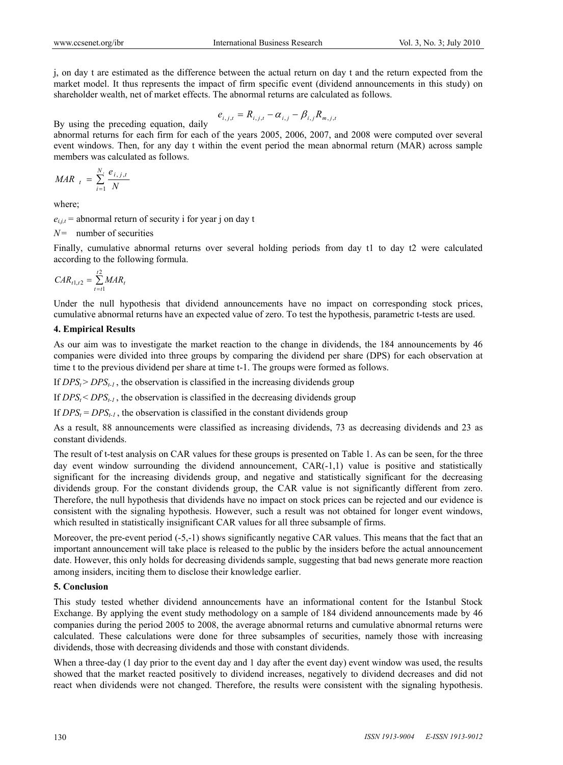j, on day t are estimated as the difference between the actual return on day t and the return expected from the market model. It thus represents the impact of firm specific event (dividend announcements in this study) on shareholder wealth, net of market effects. The abnormal returns are calculated as follows.

$$e_{i,j,t} = R_{i,j,t} - \alpha_{i,j} - \beta_{i,j} R_{m,j,t}$$

By using the preceding equation, daily abnormal returns for each firm for each of the years 2005, 2006, 2007, and 2008 were computed over several event windows. Then, for any day t within the event period the mean abnormal return (MAR) across sample members was calculated as follows.

$$MAR_t = \sum_{i=1}^{N_i} \frac{e_{i,j,t}}{N}$$

where;

$e_{i,j,t}$ = abnormal return of security i for year j on day t

$N$ = number of securities

Finally, cumulative abnormal returns over several holding periods from day t1 to day t2 were calculated according to the following formula.

$$CAR_{t1,t2} = \sum_{t=t1}^{t2} MAR_t$$

Under the null hypothesis that dividend announcements have no impact on corresponding stock prices, cumulative abnormal returns have an expected value of zero. To test the hypothesis, parametric t-tests are used.

## 4. Empirical Results

As our aim was to investigate the market reaction to the change in dividends, the 184 announcements by 46 companies were divided into three groups by comparing the dividend per share (DPS) for each observation at time t to the previous dividend per share at time t-1. The groups were formed as follows.

If $DPS_t > DPS_{t-1}$, the observation is classified in the increasing dividends group

If $DPS_t < DPS_{t-1}$, the observation is classified in the decreasing dividends group

If $DPS_t = DPS_{t-1}$, the observation is classified in the constant dividends group

As a result, 88 announcements were classified as increasing dividends, 73 as decreasing dividends and 23 as constant dividends.

The result of t-test analysis on CAR values for these groups is presented on Table 1. As can be seen, for the three day event window surrounding the dividend announcement, CAR(-1,1) value is positive and statistically significant for the increasing dividends group, and negative and statistically significant for the decreasing dividends group. For the constant dividends group, the CAR value is not significantly different from zero. Therefore, the null hypothesis that dividends have no impact on stock prices can be rejected and our evidence is consistent with the signaling hypothesis. However, such a result was not obtained for longer event windows, which resulted in statistically insignificant CAR values for all three subsample of firms.

Moreover, the pre-event period (-5,-1) shows significantly negative CAR values. This means that the fact that an important announcement will take place is released to the public by the insiders before the actual announcement date. However, this only holds for decreasing dividends sample, suggesting that bad news generate more reaction among insiders, inciting them to disclose their knowledge earlier.

## 5. Conclusion

This study tested whether dividend announcements have an informational content for the Istanbul Stock Exchange. By applying the event study methodology on a sample of 184 dividend announcements made by 46 companies during the period 2005 to 2008, the average abnormal returns and cumulative abnormal returns were calculated. These calculations were done for three subsamples of securities, namely those with increasing dividends, those with decreasing dividends and those with constant dividends.

When a three-day (1 day prior to the event day and 1 day after the event day) event window was used, the results showed that the market reacted positively to dividend increases, negatively to dividend decreases and did not react when dividends were not changed. Therefore, the results were consistent with the signaling hypothesis.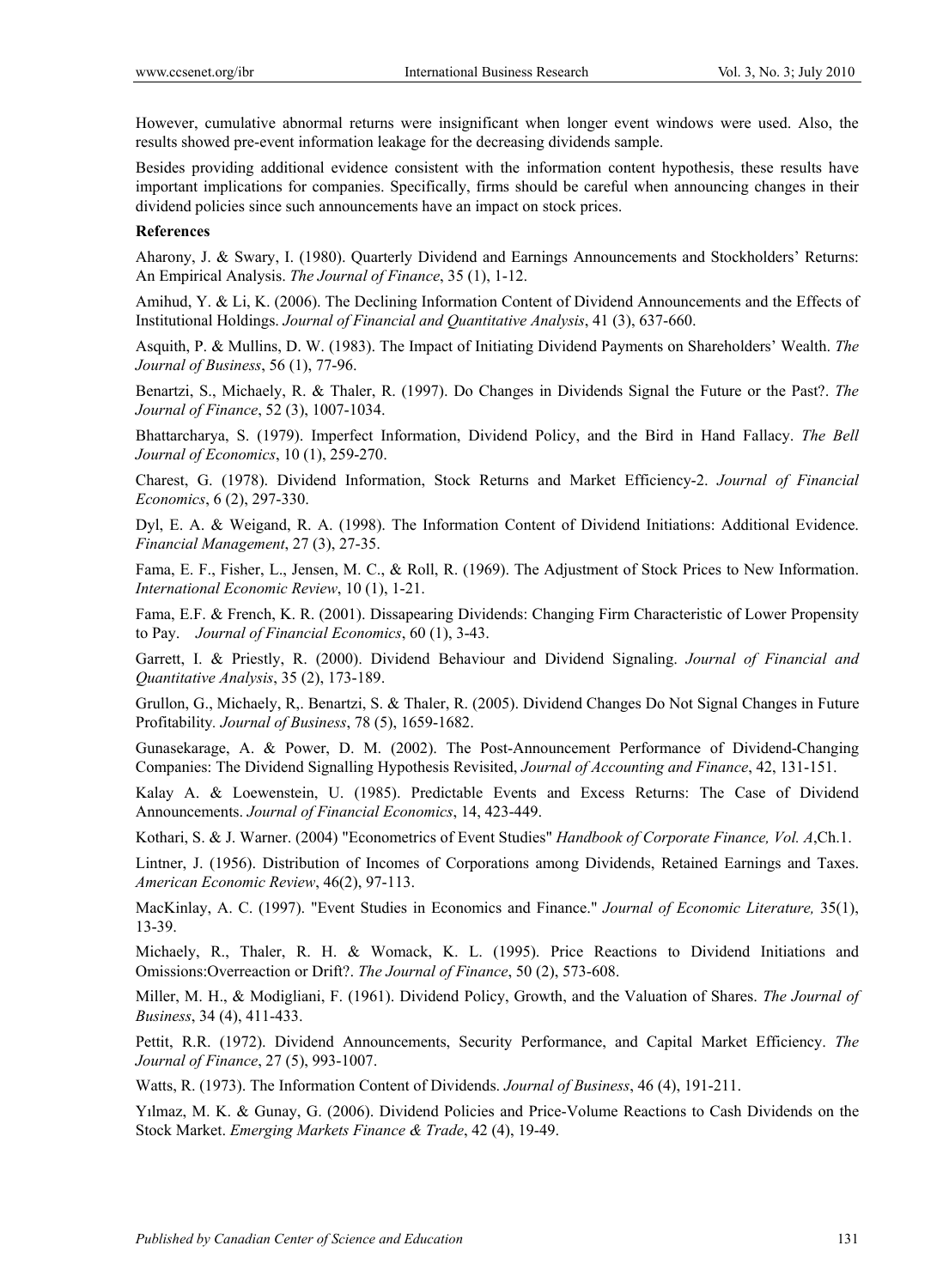However, cumulative abnormal returns were insignificant when longer event windows were used. Also, the results showed pre-event information leakage for the decreasing dividends sample.

Besides providing additional evidence consistent with the information content hypothesis, these results have important implications for companies. Specifically, firms should be careful when announcing changes in their dividend policies since such announcements have an impact on stock prices.

**References**

Aharony, J. & Swary, I. (1980). Quarterly Dividend and Earnings Announcements and Stockholders' Returns: An Empirical Analysis. *The Journal of Finance*, 35 (1), 1-12.

Amihud, Y. & Li, K. (2006). The Declining Information Content of Dividend Announcements and the Effects of Institutional Holdings. *Journal of Financial and Quantitative Analysis*, 41 (3), 637-660.

Asquith, P. & Mullins, D. W. (1983). The Impact of Initiating Dividend Payments on Shareholders' Wealth. *The Journal of Business*, 56 (1), 77-96.

Benartzi, S., Michaely, R. & Thaler, R. (1997). Do Changes in Dividends Signal the Future or the Past?. *The Journal of Finance*, 52 (3), 1007-1034.

Bhattarcharya, S. (1979). Imperfect Information, Dividend Policy, and the Bird in Hand Fallacy. *The Bell Journal of Economics*, 10 (1), 259-270.

Charest, G. (1978). Dividend Information, Stock Returns and Market Efficiency-2. *Journal of Financial Economics*, 6 (2), 297-330.

Dyl, E. A. & Weigand, R. A. (1998). The Information Content of Dividend Initiations: Additional Evidence. *Financial Management*, 27 (3), 27-35.

Fama, E. F., Fisher, L., Jensen, M. C., & Roll, R. (1969). The Adjustment of Stock Prices to New Information. *International Economic Review*, 10 (1), 1-21.

Fama, E.F. & French, K. R. (2001). Dissapearing Dividends: Changing Firm Characteristic of Lower Propensity to Pay. *Journal of Financial Economics*, 60 (1), 3-43.

Garrett, I. & Priestly, R. (2000). Dividend Behaviour and Dividend Signaling. *Journal of Financial and Quantitative Analysis*, 35 (2), 173-189.

Grullon, G., Michaely, R,. Benartzi, S. & Thaler, R. (2005). Dividend Changes Do Not Signal Changes in Future Profitability. *Journal of Business*, 78 (5), 1659-1682.

Gunasekarage, A. & Power, D. M. (2002). The Post-Announcement Performance of Dividend-Changing Companies: The Dividend Signalling Hypothesis Revisited, *Journal of Accounting and Finance*, 42, 131-151.

Kalay A. & Loewenstein, U. (1985). Predictable Events and Excess Returns: The Case of Dividend Announcements. *Journal of Financial Economics*, 14, 423-449.

Kothari, S. & J. Warner. (2004) "Econometrics of Event Studies" *Handbook of Corporate Finance, Vol. A*,Ch.1.

Lintner, J. (1956). Distribution of Incomes of Corporations among Dividends, Retained Earnings and Taxes. *American Economic Review*, 46(2), 97-113.

MacKinlay, A. C. (1997). "Event Studies in Economics and Finance." *Journal of Economic Literature,* 35(1), 13-39.

Michaely, R., Thaler, R. H. & Womack, K. L. (1995). Price Reactions to Dividend Initiations and Omissions:Overreaction or Drift?. *The Journal of Finance*, 50 (2), 573-608.

Miller, M. H., & Modigliani, F. (1961). Dividend Policy, Growth, and the Valuation of Shares. *The Journal of Business*, 34 (4), 411-433.

Pettit, R.R. (1972). Dividend Announcements, Security Performance, and Capital Market Efficiency. *The Journal of Finance*, 27 (5), 993-1007.

Watts, R. (1973). The Information Content of Dividends. *Journal of Business*, 46 (4), 191-211.

Yılmaz, M. K. & Gunay, G. (2006). Dividend Policies and Price-Volume Reactions to Cash Dividends on the Stock Market. *Emerging Markets Finance & Trade*, 42 (4), 19-49.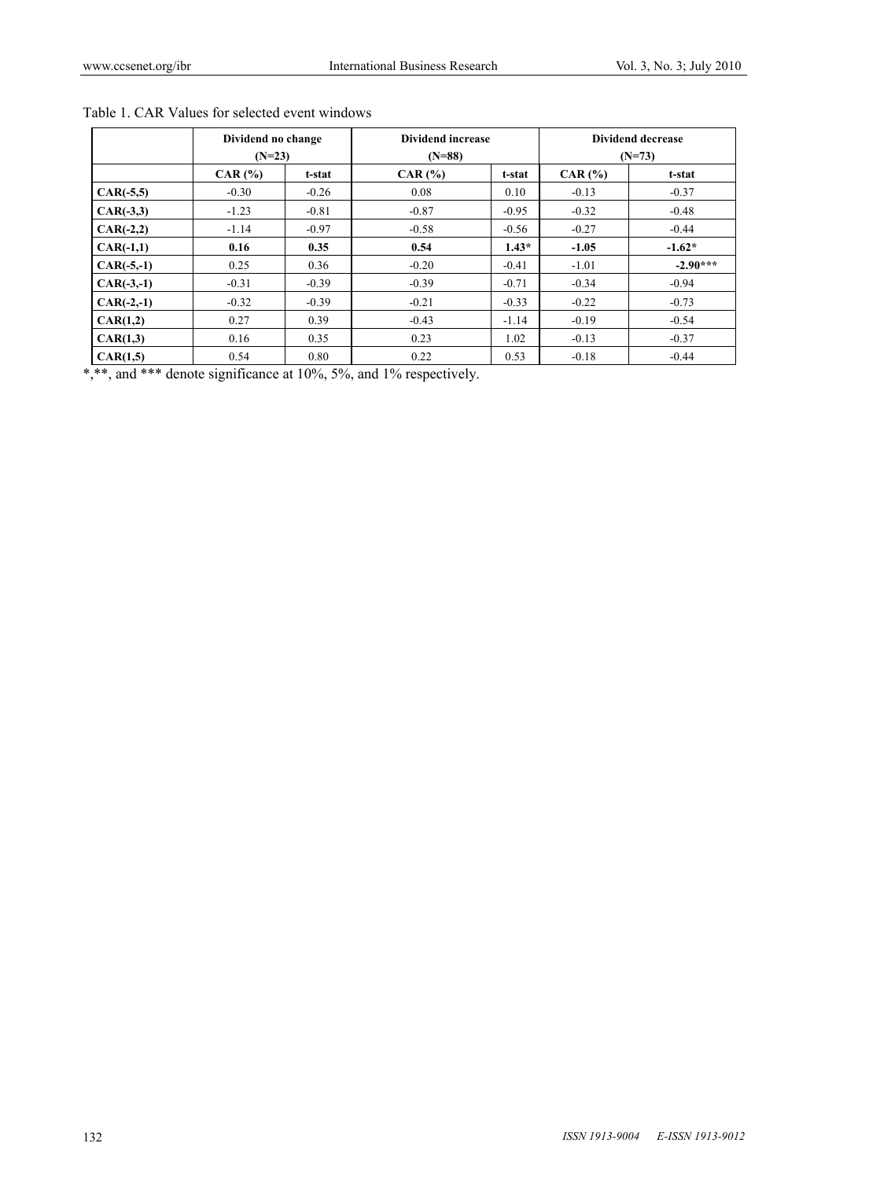Table 1. CAR Values for selected event windows

| | Dividend no change (N=23) | | Dividend increase (N=88) | | Dividend decrease (N=73) | |
|---|---|---|---|---|---|---|
| | CAR (%) | t-stat | CAR (%) | t-stat | CAR (%) | t-stat |
| CAR(-5,5) | -0.30 | -0.26 | 0.08 | 0.10 | -0.13 | -0.37 |
| CAR(-3,3) | -1.23 | -0.81 | -0.87 | -0.95 | -0.32 | -0.48 |
| CAR(-2,2) | -1.14 | -0.97 | -0.58 | -0.56 | -0.27 | -0.44 |
| **CAR(-1,1)** | **0.16** | **0.35** | **0.54** | **1.43*** | **-1.05** | **-1.62*** |
| CAR(-5,-1) | 0.25 | 0.36 | -0.20 | -0.41 | -1.01 | **-2.90***** |
| CAR(-3,-1) | -0.31 | -0.39 | -0.39 | -0.71 | -0.34 | -0.94 |
| CAR(-2,-1) | -0.32 | -0.39 | -0.21 | -0.33 | -0.22 | -0.73 |
| CAR(1,2) | 0.27 | 0.39 | -0.43 | -1.14 | -0.19 | -0.54 |
| CAR(1,3) | 0.16 | 0.35 | 0.23 | 1.02 | -0.13 | -0.37 |
| CAR(1,5) | 0.54 | 0.80 | 0.22 | 0.53 | -0.18 | -0.44 |

*,**, and *** denote significance at 10%, 5%, and 1% respectively.